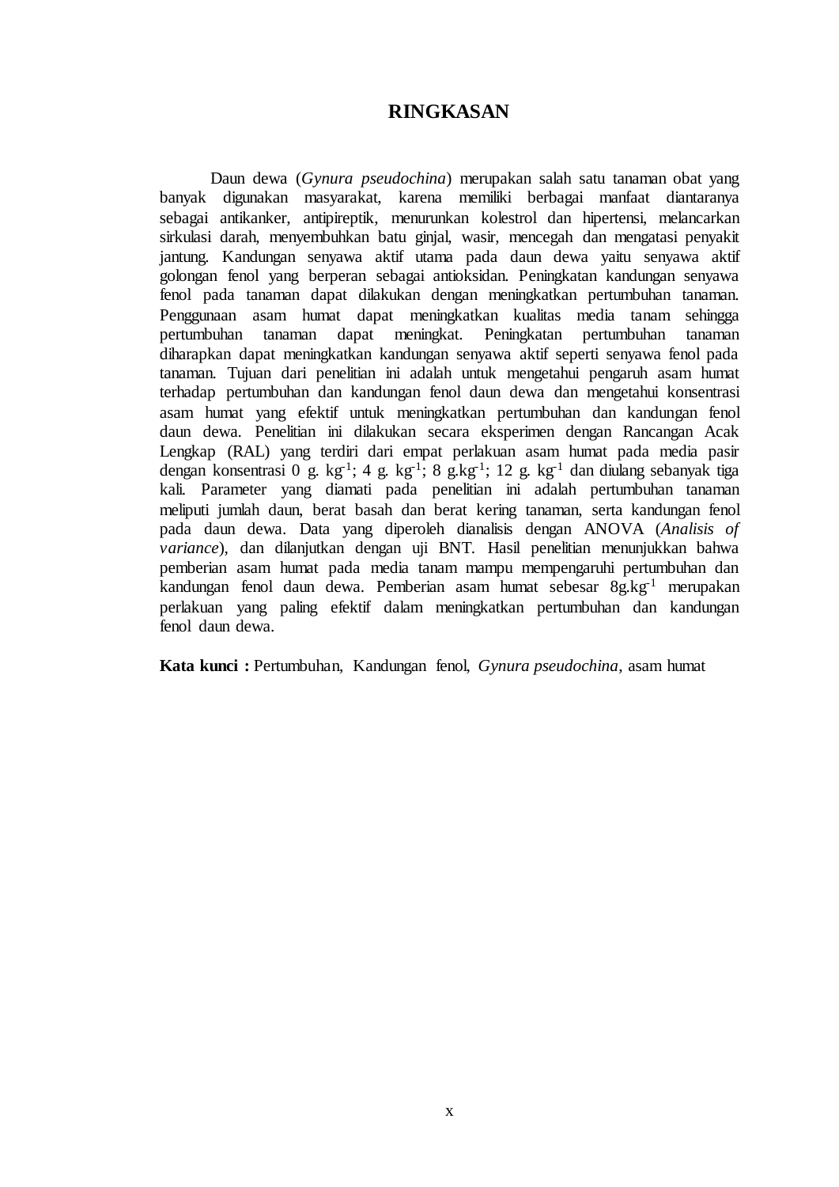# RINGKASAN

Daun dewa (*Gynura pseudochina*) merupakan salah satu tanaman obat yang banyak digunakan masyarakat, karena memiliki berbagai manfaat diantaranya sebagai antikanker, antipireptik, menurunkan kolestrol dan hipertensi, melancarkan sirkulasi darah, menyembuhkan batu ginjal, wasir, mencegah dan mengatasi penyakit jantung. Kandungan senyawa aktif utama pada daun dewa yaitu senyawa aktif golongan fenol yang berperan sebagai antioksidan. Peningkatan kandungan senyawa fenol pada tanaman dapat dilakukan dengan meningkatkan pertumbuhan tanaman. Penggunaan asam humat dapat meningkatkan kualitas media tanam sehingga pertumbuhan tanaman dapat meningkat. Peningkatan pertumbuhan tanaman diharapkan dapat meningkatkan kandungan senyawa aktif seperti senyawa fenol pada tanaman. Tujuan dari penelitian ini adalah untuk mengetahui pengaruh asam humat terhadap pertumbuhan dan kandungan fenol daun dewa dan mengetahui konsentrasi asam humat yang efektif untuk meningkatkan pertumbuhan dan kandungan fenol daun dewa. Penelitian ini dilakukan secara eksperimen dengan Rancangan Acak Lengkap (RAL) yang terdiri dari empat perlakuan asam humat pada media pasir dengan konsentrasi 0 g. $kg^{-1}$; 4 g. $kg^{-1}$; 8 g.$kg^{-1}$; 12 g. $kg^{-1}$ dan diulang sebanyak tiga kali. Parameter yang diamati pada penelitian ini adalah pertumbuhan tanaman meliputi jumlah daun, berat basah dan berat kering tanaman, serta kandungan fenol pada daun dewa. Data yang diperoleh dianalisis dengan ANOVA (*Analisis of variance*), dan dilanjutkan dengan uji BNT. Hasil penelitian menunjukkan bahwa pemberian asam humat pada media tanam mampu mempengaruhi pertumbuhan dan kandungan fenol daun dewa. Pemberian asam humat sebesar 8g.$kg^{-1}$ merupakan perlakuan yang paling efektif dalam meningkatkan pertumbuhan dan kandungan fenol daun dewa.

**Kata kunci :** Pertumbuhan, Kandungan fenol, *Gynura pseudochina*, asam humat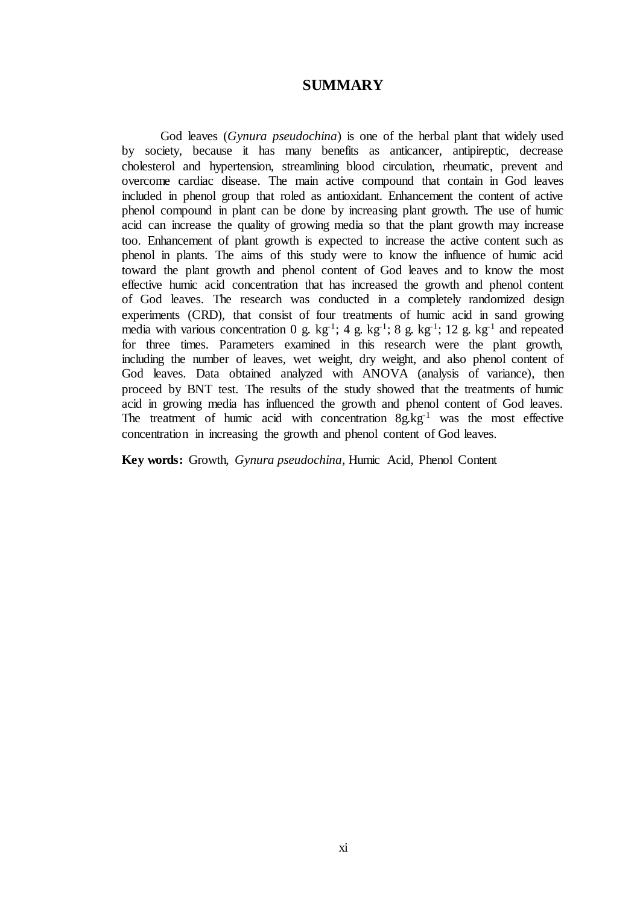# SUMMARY

God leaves (*Gynura pseudochina*) is one of the herbal plant that widely used by society, because it has many benefits as anticancer, antipireptic, decrease cholesterol and hypertension, streamlining blood circulation, rheumatic, prevent and overcome cardiac disease. The main active compound that contain in God leaves included in phenol group that roled as antioxidant. Enhancement the content of active phenol compound in plant can be done by increasing plant growth. The use of humic acid can increase the quality of growing media so that the plant growth may increase too. Enhancement of plant growth is expected to increase the active content such as phenol in plants. The aims of this study were to know the influence of humic acid toward the plant growth and phenol content of God leaves and to know the most effective humic acid concentration that has increased the growth and phenol content of God leaves. The research was conducted in a completely randomized design experiments (CRD), that consist of four treatments of humic acid in sand growing media with various concentration 0 g. $kg^{-1}$; 4 g. $kg^{-1}$; 8 g. $kg^{-1}$; 12 g. $kg^{-1}$ and repeated for three times. Parameters examined in this research were the plant growth, including the number of leaves, wet weight, dry weight, and also phenol content of God leaves. Data obtained analyzed with ANOVA (analysis of variance), then proceed by BNT test. The results of the study showed that the treatments of humic acid in growing media has influenced the growth and phenol content of God leaves. The treatment of humic acid with concentration 8g.$kg^{-1}$ was the most effective concentration in increasing the growth and phenol content of God leaves.

**Key words:** Growth, *Gynura pseudochina*, Humic Acid, Phenol Content